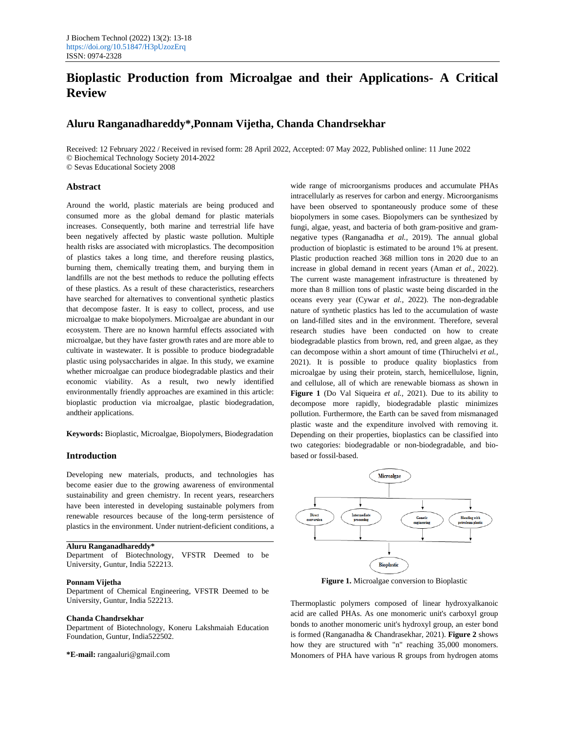# Bioplastic Production from Microalgae and their Applications- A Critical Review

## Aluru Ranganadhareddy*, Ponnam Vijetha, Chanda Chandrsekhar

Received: 12 February 2022 / Received in revised form: 28 April 2022, Accepted: 07 May 2022, Published online: 11 June 2022
© Biochemical Technology Society 2014-2022
© Sevas Educational Society 2008

### Abstract

Around the world, plastic materials are being produced and consumed more as the global demand for plastic materials increases. Consequently, both marine and terrestrial life have been negatively affected by plastic waste pollution. Multiple health risks are associated with microplastics. The decomposition of plastics takes a long time, and therefore reusing plastics, burning them, chemically treating them, and burying them in landfills are not the best methods to reduce the polluting effects of these plastics. As a result of these characteristics, researchers have searched for alternatives to conventional synthetic plastics that decompose faster. It is easy to collect, process, and use microalgae to make biopolymers. Microalgae are abundant in our ecosystem. There are no known harmful effects associated with microalgae, but they have faster growth rates and are more able to cultivate in wastewater. It is possible to produce biodegradable plastic using polysaccharides in algae. In this study, we examine whether microalgae can produce biodegradable plastics and their economic viability. As a result, two newly identified environmentally friendly approaches are examined in this article: bioplastic production via microalgae, plastic biodegradation, andtheir applications.

**Keywords:** Bioplastic, Microalgae, Biopolymers, Biodegradation

### Introduction

Developing new materials, products, and technologies has become easier due to the growing awareness of environmental sustainability and green chemistry. In recent years, researchers have been interested in developing sustainable polymers from renewable resources because of the long-term persistence of plastics in the environment. Under nutrient-deficient conditions, a wide range of microorganisms produces and accumulate PHAs intracellularly as reserves for carbon and energy. Microorganisms have been observed to spontaneously produce some of these biopolymers in some cases. Biopolymers can be synthesized by fungi, algae, yeast, and bacteria of both gram-positive and gram-negative types (Ranganadha *et al.,* 2019). The annual global production of bioplastic is estimated to be around 1% at present. Plastic production reached 368 million tons in 2020 due to an increase in global demand in recent years (Aman *et al.,* 2022). The current waste management infrastructure is threatened by more than 8 million tons of plastic waste being discarded in the oceans every year (Cywar *et al.,* 2022). The non-degradable nature of synthetic plastics has led to the accumulation of waste on land-filled sites and in the environment. Therefore, several research studies have been conducted on how to create biodegradable plastics from brown, red, and green algae, as they can decompose within a short amount of time (Thiruchelvi *et al.,* 2021). It is possible to produce quality bioplastics from microalgae by using their protein, starch, hemicellulose, lignin, and cellulose, all of which are renewable biomass as shown in **Figure 1** (Do Val Siqueira *et al.,* 2021). Due to its ability to decompose more rapidly, biodegradable plastic minimizes pollution. Furthermore, the Earth can be saved from mismanaged plastic waste and the expenditure involved with removing it. Depending on their properties, bioplastics can be classified into two categories: biodegradable or non-biodegradable, and bio-based or fossil-based.

**Figure 1.** Microalgae conversion to Bioplastic

Thermoplastic polymers composed of linear hydroxyalkanoic acid are called PHAs. As one monomeric unit's carboxyl group bonds to another monomeric unit's hydroxyl group, an ester bond is formed (Ranganadha & Chandrasekhar, 2021). **Figure 2** shows how they are structured with "n" reaching 35,000 monomers. Monomers of PHA have various R groups from hydrogen atoms

**Aluru Ranganadhareddy***
Department of Biotechnology, VFSTR Deemed to be University, Guntur, India 522213.

**Ponnam Vijetha**
Department of Chemical Engineering, VFSTR Deemed to be University, Guntur, India 522213.

**Chanda Chandrsekhar**
Department of Biotechnology, Koneru Lakshmaiah Education Foundation, Guntur, India522502.

***E-mail:** rangaaluri@gmail.com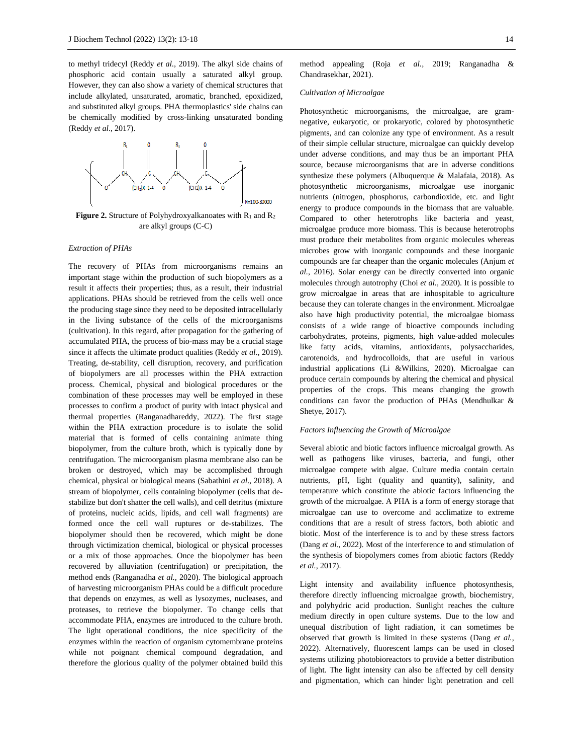to methyl tridecyl (Reddy *et al*., 2019). The alkyl side chains of phosphoric acid contain usually a saturated alkyl group. However, they can also show a variety of chemical structures that include alkylated, unsaturated, aromatic, branched, epoxidized, and substituted alkyl groups. PHA thermoplastics' side chains can be chemically modified by cross-linking unsaturated bonding (Reddy *et al*., 2017).

**Figure 2.** Structure of Polyhydroxyalkanoates with $R_1$ and $R_2$ are alkyl groups (C-C)

*Extraction of PHAs*

The recovery of PHAs from microorganisms remains an important stage within the production of such biopolymers as a result it affects their properties; thus, as a result, their industrial applications. PHAs should be retrieved from the cells well once the producing stage since they need to be deposited intracellularly in the living substance of the cells of the microorganisms (cultivation). In this regard, after propagation for the gathering of accumulated PHA, the process of bio-mass may be a crucial stage since it affects the ultimate product qualities (Reddy *et al*., 2019). Treating, de-stability, cell disruption, recovery, and purification of biopolymers are all processes within the PHA extraction process. Chemical, physical and biological procedures or the combination of these processes may well be employed in these processes to confirm a product of purity with intact physical and thermal properties (Ranganadhareddy, 2022). The first stage within the PHA extraction procedure is to isolate the solid material that is formed of cells containing animate thing biopolymer, from the culture broth, which is typically done by centrifugation. The microorganism plasma membrane also can be broken or destroyed, which may be accomplished through chemical, physical or biological means (Sabathini *et al*., 2018). A stream of biopolymer, cells containing biopolymer (cells that de-stabilize but don't shatter the cell walls), and cell detritus (mixture of proteins, nucleic acids, lipids, and cell wall fragments) are formed once the cell wall ruptures or de-stabilizes. The biopolymer should then be recovered, which might be done through victimization chemical, biological or physical processes or a mix of those approaches. Once the biopolymer has been recovered by alluviation (centrifugation) or precipitation, the method ends (Ranganadha *et al.,* 2020). The biological approach of harvesting microorganism PHAs could be a difficult procedure that depends on enzymes, as well as lysozymes, nucleases, and proteases, to retrieve the biopolymer. To change cells that accommodate PHA, enzymes are introduced to the culture broth. The light operational conditions, the nice specificity of the enzymes within the reaction of organism cytomembrane proteins while not poignant chemical compound degradation, and therefore the glorious quality of the polymer obtained build this method appealing (Roja *et al.*, 2019; Ranganadha & Chandrasekhar, 2021).

*Cultivation of Microalgae*

Photosynthetic microorganisms, the microalgae, are gram-negative, eukaryotic, or prokaryotic, colored by photosynthetic pigments, and can colonize any type of environment. As a result of their simple cellular structure, microalgae can quickly develop under adverse conditions, and may thus be an important PHA source, because microorganisms that are in adverse conditions synthesize these polymers (Albuquerque & Malafaia, 2018). As photosynthetic microorganisms, microalgae use inorganic nutrients (nitrogen, phosphorus, carbondioxide, etc. and light energy to produce compounds in the biomass that are valuable. Compared to other heterotrophs like bacteria and yeast, microalgae produce more biomass. This is because heterotrophs must produce their metabolites from organic molecules whereas microbes grow with inorganic compounds and these inorganic compounds are far cheaper than the organic molecules (Anjum *et al.,* 2016). Solar energy can be directly converted into organic molecules through autotrophy (Choi *et al.,* 2020). It is possible to grow microalgae in areas that are inhospitable to agriculture because they can tolerate changes in the environment. Microalgae also have high productivity potential, the microalgae biomass consists of a wide range of bioactive compounds including carbohydrates, proteins, pigments, high value-added molecules like fatty acids, vitamins, antioxidants, polysaccharides, carotenoids, and hydrocolloids, that are useful in various industrial applications (Li &Wilkins, 2020). Microalgae can produce certain compounds by altering the chemical and physical properties of the crops. This means changing the growth conditions can favor the production of PHAs (Mendhulkar & Shetye, 2017).

*Factors Influencing the Growth of Microalgae*

Several abiotic and biotic factors influence microalgal growth. As well as pathogens like viruses, bacteria, and fungi, other microalgae compete with algae. Culture media contain certain nutrients, pH, light (quality and quantity), salinity, and temperature which constitute the abiotic factors influencing the growth of the microalgae. A PHA is a form of energy storage that microalgae can use to overcome and acclimatize to extreme conditions that are a result of stress factors, both abiotic and biotic. Most of the interference is to and by these stress factors (Dang *et al.,* 2022). Most of the interference to and stimulation of the synthesis of biopolymers comes from abiotic factors (Reddy *et al.,* 2017).

Light intensity and availability influence photosynthesis, therefore directly influencing microalgae growth, biochemistry, and polyhydric acid production. Sunlight reaches the culture medium directly in open culture systems. Due to the low and unequal distribution of light radiation, it can sometimes be observed that growth is limited in these systems (Dang *et al.,* 2022). Alternatively, fluorescent lamps can be used in closed systems utilizing photobioreactors to provide a better distribution of light. The light intensity can also be affected by cell density and pigmentation, which can hinder light penetration and cell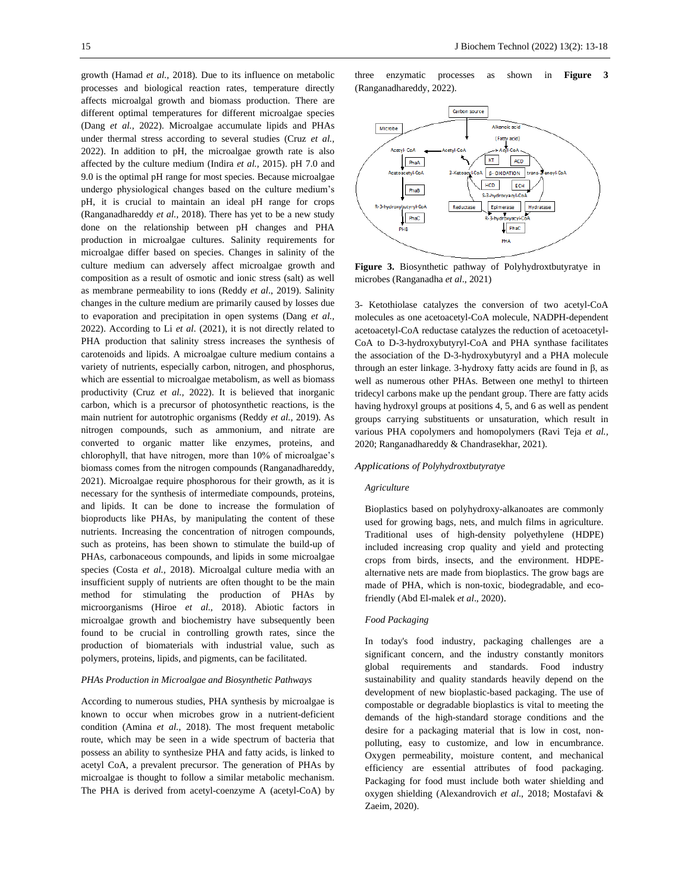growth (Hamad *et al.,* 2018). Due to its influence on metabolic processes and biological reaction rates, temperature directly affects microalgal growth and biomass production. There are different optimal temperatures for different microalgae species (Dang *et al.,* 2022). Microalgae accumulate lipids and PHAs under thermal stress according to several studies (Cruz *et al.,* 2022). In addition to pH, the microalgae growth rate is also affected by the culture medium (Indira *et al.,* 2015). pH 7.0 and 9.0 is the optimal pH range for most species. Because microalgae undergo physiological changes based on the culture medium's pH, it is crucial to maintain an ideal pH range for crops (Ranganadhareddy *et al.,* 2018). There has yet to be a new study done on the relationship between pH changes and PHA production in microalgae cultures. Salinity requirements for microalgae differ based on species. Changes in salinity of the culture medium can adversely affect microalgae growth and composition as a result of osmotic and ionic stress (salt) as well as membrane permeability to ions (Reddy *et al*., 2019). Salinity changes in the culture medium are primarily caused by losses due to evaporation and precipitation in open systems (Dang *et al.,* 2022). According to Li *et al*. (2021), it is not directly related to PHA production that salinity stress increases the synthesis of carotenoids and lipids. A microalgae culture medium contains a variety of nutrients, especially carbon, nitrogen, and phosphorus, which are essential to microalgae metabolism, as well as biomass productivity (Cruz *et al.,* 2022). It is believed that inorganic carbon, which is a precursor of photosynthetic reactions, is the main nutrient for autotrophic organisms (Reddy *et al.,* 2019). As nitrogen compounds, such as ammonium, and nitrate are converted to organic matter like enzymes, proteins, and chlorophyll, that have nitrogen, more than 10% of microalgae's biomass comes from the nitrogen compounds (Ranganadhareddy, 2021). Microalgae require phosphorous for their growth, as it is necessary for the synthesis of intermediate compounds, proteins, and lipids. It can be done to increase the formulation of bioproducts like PHAs, by manipulating the content of these nutrients. Increasing the concentration of nitrogen compounds, such as proteins, has been shown to stimulate the build-up of PHAs, carbonaceous compounds, and lipids in some microalgae species (Costa *et al.,* 2018). Microalgal culture media with an insufficient supply of nutrients are often thought to be the main method for stimulating the production of PHAs by microorganisms (Hiroe *et al.,* 2018). Abiotic factors in microalgae growth and biochemistry have subsequently been found to be crucial in controlling growth rates, since the production of biomaterials with industrial value, such as polymers, proteins, lipids, and pigments, can be facilitated.

### *PHAs Production in Microalgae and Biosynthetic Pathways*

According to numerous studies, PHA synthesis by microalgae is known to occur when microbes grow in a nutrient-deficient condition (Amina *et al.,* 2018). The most frequent metabolic route, which may be seen in a wide spectrum of bacteria that possess an ability to synthesize PHA and fatty acids, is linked to acetyl CoA, a prevalent precursor. The generation of PHAs by microalgae is thought to follow a similar metabolic mechanism. The PHA is derived from acetyl-coenzyme A (acetyl-CoA) by three enzymatic processes as shown in **Figure 3** (Ranganadhareddy, 2022).

**Figure 3.** Biosynthetic pathway of Polyhydroxtbutyratye in microbes (Ranganadha *et al*., 2021)

3- Ketothiolase catalyzes the conversion of two acetyl-CoA molecules as one acetoacetyl-CoA molecule, NADPH-dependent acetoacetyl-CoA reductase catalyzes the reduction of acetoacetyl-CoA to D-3-hydroxybutyryl-CoA and PHA synthase facilitates the association of the D-3-hydroxybutyryl and a PHA molecule through an ester linkage. 3-hydroxy fatty acids are found in β, as well as numerous other PHAs. Between one methyl to thirteen tridecyl carbons make up the pendant group. There are fatty acids having hydroxyl groups at positions 4, 5, and 6 as well as pendent groups carrying substituents or unsaturation, which result in various PHA copolymers and homopolymers (Ravi Teja *et al.,* 2020; Ranganadhareddy & Chandrasekhar, 2021).

### *Applications of Polyhydroxtbutyratye*

#### *Agriculture*

Bioplastics based on polyhydroxy-alkanoates are commonly used for growing bags, nets, and mulch films in agriculture. Traditional uses of high-density polyethylene (HDPE) included increasing crop quality and yield and protecting crops from birds, insects, and the environment. HDPE-alternative nets are made from bioplastics. The grow bags are made of PHA, which is non-toxic, biodegradable, and eco-friendly (Abd El-malek *et al*., 2020).

#### *Food Packaging*

In today's food industry, packaging challenges are a significant concern, and the industry constantly monitors global requirements and standards. Food industry sustainability and quality standards heavily depend on the development of new bioplastic-based packaging. The use of compostable or degradable bioplastics is vital to meeting the demands of the high-standard storage conditions and the desire for a packaging material that is low in cost, non-polluting, easy to customize, and low in encumbrance. Oxygen permeability, moisture content, and mechanical efficiency are essential attributes of food packaging. Packaging for food must include both water shielding and oxygen shielding (Alexandrovich *et al*., 2018; Mostafavi & Zaeim, 2020).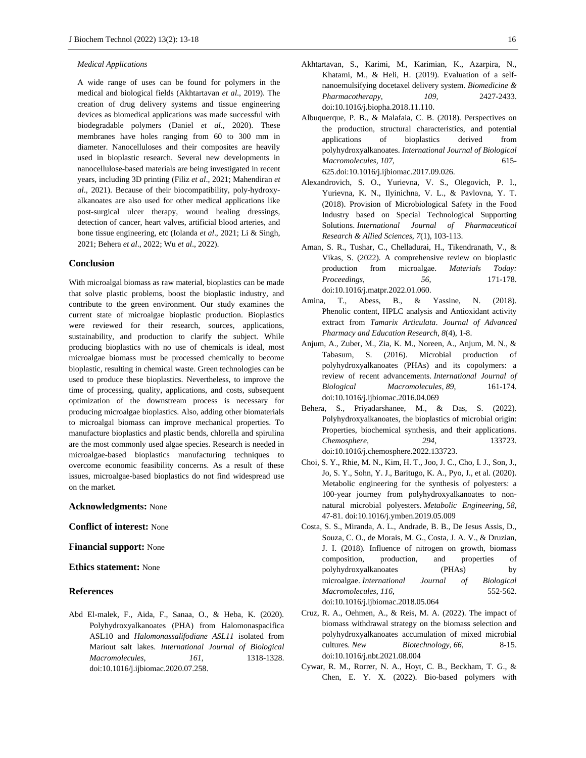### Medical Applications

A wide range of uses can be found for polymers in the medical and biological fields (Akhtartavan *et al*., 2019). The creation of drug delivery systems and tissue engineering devices as biomedical applications was made successful with biodegradable polymers (Daniel *et al*., 2020). These membranes have holes ranging from 60 to 300 mm in diameter. Nanocelluloses and their composites are heavily used in bioplastic research. Several new developments in nanocellulose-based materials are being investigated in recent years, including 3D printing (Filiz *et al*., 2021; Mahendiran *et al*., 2021). Because of their biocompatibility, poly-hydroxy-alkanoates are also used for other medical applications like post-surgical ulcer therapy, wound healing dressings, detection of cancer, heart valves, artificial blood arteries, and bone tissue engineering, etc (Iolanda *et al*., 2021; Li & Singh, 2021; Behera *et al*., 2022; Wu *et al*., 2022).

## Conclusion

With microalgal biomass as raw material, bioplastics can be made that solve plastic problems, boost the bioplastic industry, and contribute to the green environment. Our study examines the current state of microalgae bioplastic production. Bioplastics were reviewed for their research, sources, applications, sustainability, and production to clarify the subject. While producing bioplastics with no use of chemicals is ideal, most microalgae biomass must be processed chemically to become bioplastic, resulting in chemical waste. Green technologies can be used to produce these bioplastics. Nevertheless, to improve the time of processing, quality, applications, and costs, subsequent optimization of the downstream process is necessary for producing microalgae bioplastics. Also, adding other biomaterials to microalgal biomass can improve mechanical properties. To manufacture bioplastics and plastic bends, chlorella and spirulina are the most commonly used algae species. Research is needed in microalgae-based bioplastics manufacturing techniques to overcome economic feasibility concerns. As a result of these issues, microalgae-based bioplastics do not find widespread use on the market.

**Acknowledgments:** None

**Conflict of interest:** None

**Financial support:** None

**Ethics statement:** None

## References

Abd El-malek, F., Aida, F., Sanaa, O., & Heba, K. (2020). Polyhydroxyalkanoates (PHA) from Halomonaspacifica ASL10 and *Halomonassalifodiane ASL11* isolated from Mariout salt lakes. *International Journal of Biological Macromolecules*, *161*, 1318-1328. doi:10.1016/j.ijbiomac.2020.07.258.

Akhtartavan, S., Karimi, M., Karimian, K., Azarpira, N., Khatami, M., & Heli, H. (2019). Evaluation of a self-nanoemulsifying docetaxel delivery system. *Biomedicine & Pharmacotherapy*, *109*, 2427-2433. doi:10.1016/j.biopha.2018.11.110.

Albuquerque, P. B., & Malafaia, C. B. (2018). Perspectives on the production, structural characteristics, and potential applications of bioplastics derived from polyhydroxyalkanoates. *International Journal of Biological Macromolecules, 107*, 615-625.doi:10.1016/j.ijbiomac.2017.09.026.

Alexandrovich, S. O., Yurievna, V. S., Olegovich, P. I., Yurievna, K. N., Ilyinichna, V. L., & Pavlovna, Y. T. (2018). Provision of Microbiological Safety in the Food Industry based on Special Technological Supporting Solutions. *International Journal of Pharmaceutical Research & Allied Sciences*, *7*(1), 103-113.

Aman, S. R., Tushar, C., Chelladurai, H., Tikendranath, V., & Vikas, S. (2022). A comprehensive review on bioplastic production from microalgae. *Materials Today: Proceedings*, *56*, 171-178. doi:10.1016/j.matpr.2022.01.060.

Amina, T., Abess, B., & Yassine, N. (2018). Phenolic content, HPLC analysis and Antioxidant activity extract from *Tamarix Articulata*. *Journal of Advanced Pharmacy and Education Research*, *8*(4), 1-8.

Anjum, A., Zuber, M., Zia, K. M., Noreen, A., Anjum, M. N., & Tabasum, S. (2016). Microbial production of polyhydroxyalkanoates (PHAs) and its copolymers: a review of recent advancements. *International Journal of Biological Macromolecules*, *89*, 161-174. doi:10.1016/j.ijbiomac.2016.04.069

Behera, S., Priyadarshanee, M., & Das, S. (2022). Polyhydroxyalkanoates, the bioplastics of microbial origin: Properties, biochemical synthesis, and their applications. *Chemosphere*, *294*, 133723. doi:10.1016/j.chemosphere.2022.133723.

Choi, S. Y., Rhie, M. N., Kim, H. T., Joo, J. C., Cho, I. J., Son, J., Jo, S. Y., Sohn, Y. J., Baritugo, K. A., Pyo, J., et al. (2020). Metabolic engineering for the synthesis of polyesters: a 100-year journey from polyhydroxyalkanoates to non-natural microbial polyesters. *Metabolic Engineering, 58*, 47-81. doi:10.1016/j.ymben.2019.05.009

Costa, S. S., Miranda, A. L., Andrade, B. B., De Jesus Assis, D., Souza, C. O., de Morais, M. G., Costa, J. A. V., & Druzian, J. I. (2018). Influence of nitrogen on growth, biomass composition, production, and properties of polyhydroxyalkanoates (PHAs) by microalgae. *International Journal of Biological Macromolecules*, *116*, 552-562. doi:10.1016/j.ijbiomac.2018.05.064

Cruz, R. A., Oehmen, A., & Reis, M. A. (2022). The impact of biomass withdrawal strategy on the biomass selection and polyhydroxyalkanoates accumulation of mixed microbial cultures. *New Biotechnology, 66*, 8-15. doi:10.1016/j.nbt.2021.08.004

Cywar, R. M., Rorrer, N. A., Hoyt, C. B., Beckham, T. G., & Chen, E. Y. X. (2022). Bio-based polymers with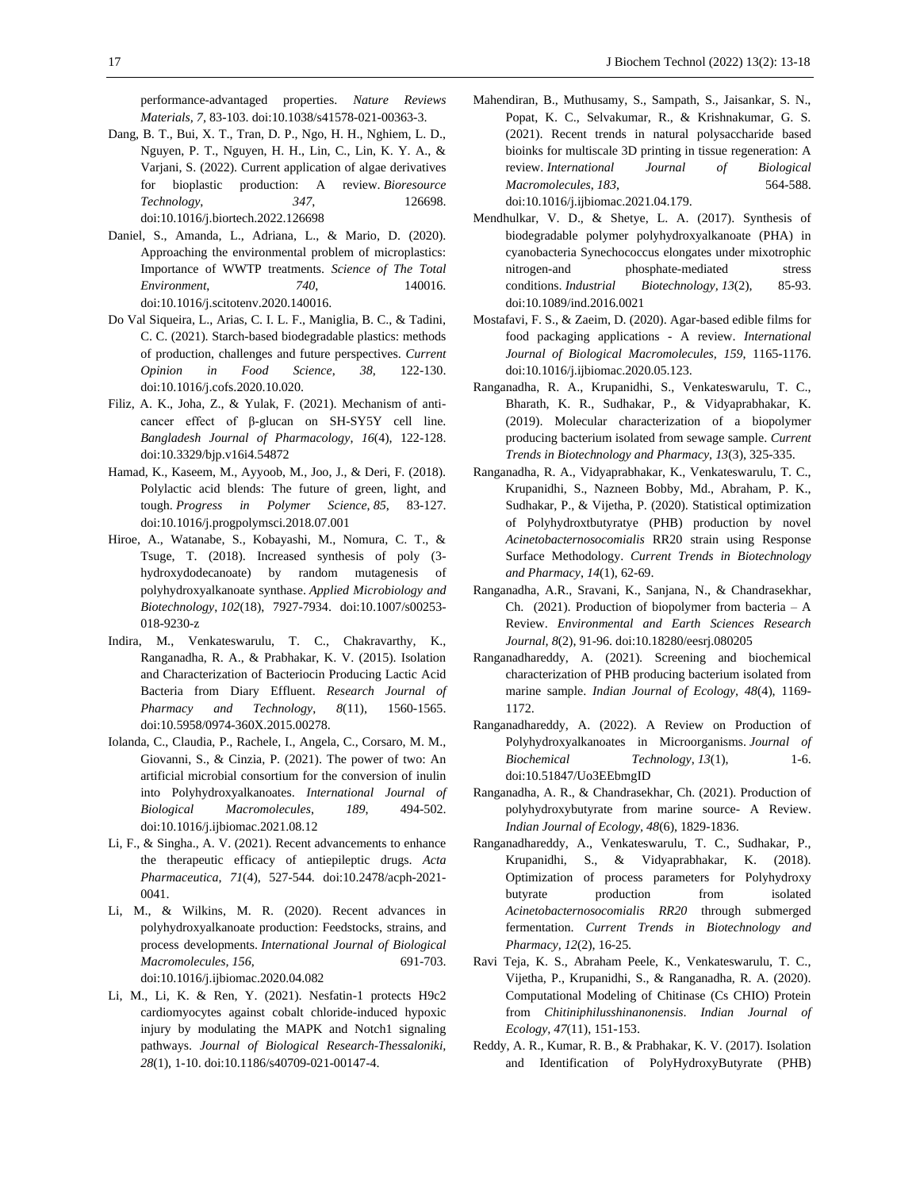performance-advantaged properties. *Nature Reviews Materials, 7*, 83-103. doi:10.1038/s41578-021-00363-3.

Dang, B. T., Bui, X. T., Tran, D. P., Ngo, H. H., Nghiem, L. D., Nguyen, P. T., Nguyen, H. H., Lin, C., Lin, K. Y. A., & Varjani, S. (2022). Current application of algae derivatives for bioplastic production: A review. *Bioresource Technology*, *347*, 126698. doi:10.1016/j.biortech.2022.126698

Daniel, S., Amanda, L., Adriana, L., & Mario, D. (2020). Approaching the environmental problem of microplastics: Importance of WWTP treatments. *Science of The Total Environment*, *740*, 140016. doi:10.1016/j.scitotenv.2020.140016.

Do Val Siqueira, L., Arias, C. I. L. F., Maniglia, B. C., & Tadini, C. C. (2021). Starch-based biodegradable plastics: methods of production, challenges and future perspectives. *Current Opinion in Food Science, 38*, 122-130. doi:10.1016/j.cofs.2020.10.020.

Filiz, A. K., Joha, Z., & Yulak, F. (2021). Mechanism of anti-cancer effect of β-glucan on SH-SY5Y cell line. *Bangladesh Journal of Pharmacology, 16*(4), 122-128. doi:10.3329/bjp.v16i4.54872

Hamad, K., Kaseem, M., Ayyoob, M., Joo, J., & Deri, F. (2018). Polylactic acid blends: The future of green, light, and tough. *Progress in Polymer Science*, *85*, 83-127. doi:10.1016/j.progpolymsci.2018.07.001

Hiroe, A., Watanabe, S., Kobayashi, M., Nomura, C. T., & Tsuge, T. (2018). Increased synthesis of poly (3-hydroxydodecanoate) by random mutagenesis of polyhydroxyalkanoate synthase. *Applied Microbiology and Biotechnology*, *102*(18), 7927-7934. doi:10.1007/s00253-018-9230-z

Indira, M., Venkateswarulu, T. C., Chakravarthy, K., Ranganadha, R. A., & Prabhakar, K. V. (2015). Isolation and Characterization of Bacteriocin Producing Lactic Acid Bacteria from Diary Effluent. *Research Journal of Pharmacy and Technology*, *8*(11), 1560-1565. doi:10.5958/0974-360X.2015.00278.

Iolanda, C., Claudia, P., Rachele, I., Angela, C., Corsaro, M. M., Giovanni, S., & Cinzia, P. (2021). The power of two: An artificial microbial consortium for the conversion of inulin into Polyhydroxyalkanoates. *International Journal of Biological Macromolecules*, *189*, 494-502. doi:10.1016/j.ijbiomac.2021.08.12

Li, F., & Singha., A. V. (2021). Recent advancements to enhance the therapeutic efficacy of antiepileptic drugs. *Acta Pharmaceutica, 71*(4), 527-544. doi:10.2478/acph-2021-0041.

Li, M., & Wilkins, M. R. (2020). Recent advances in polyhydroxyalkanoate production: Feedstocks, strains, and process developments. *International Journal of Biological Macromolecules, 156*, 691-703. doi:10.1016/j.ijbiomac.2020.04.082

Li, M., Li, K. & Ren, Y. (2021). Nesfatin-1 protects H9c2 cardiomyocytes against cobalt chloride-induced hypoxic injury by modulating the MAPK and Notch1 signaling pathways. *Journal of Biological Research-Thessaloniki, 28*(1), 1-10. doi:10.1186/s40709-021-00147-4.

Mahendiran, B., Muthusamy, S., Sampath, S., Jaisankar, S. N., Popat, K. C., Selvakumar, R., & Krishnakumar, G. S. (2021). Recent trends in natural polysaccharide based bioinks for multiscale 3D printing in tissue regeneration: A review. *International Journal of Biological Macromolecules*, *183*, 564-588. doi:10.1016/j.ijbiomac.2021.04.179.

Mendhulkar, V. D., & Shetye, L. A. (2017). Synthesis of biodegradable polymer polyhydroxyalkanoate (PHA) in cyanobacteria Synechococcus elongates under mixotrophic nitrogen-and phosphate-mediated stress conditions. *Industrial Biotechnology, 13*(2), 85-93. doi:10.1089/ind.2016.0021

Mostafavi, F. S., & Zaeim, D. (2020). Agar-based edible films for food packaging applications - A review. *International Journal of Biological Macromolecules, 159*, 1165-1176. doi:10.1016/j.ijbiomac.2020.05.123.

Ranganadha, R. A., Krupanidhi, S., Venkateswarulu, T. C., Bharath, K. R., Sudhakar, P., & Vidyaprabhakar, K. (2019). Molecular characterization of a biopolymer producing bacterium isolated from sewage sample. *Current Trends in Biotechnology and Pharmacy*, *13*(3), 325-335.

Ranganadha, R. A., Vidyaprabhakar, K., Venkateswarulu, T. C., Krupanidhi, S., Nazneen Bobby, Md., Abraham, P. K., Sudhakar, P., & Vijetha, P. (2020). Statistical optimization of Polyhydroxtbutyratye (PHB) production by novel *Acinetobacternosocomialis* RR20 strain using Response Surface Methodology. *Current Trends in Biotechnology and Pharmacy*, *14*(1), 62-69.

Ranganadha, A.R., Sravani, K., Sanjana, N., & Chandrasekhar, Ch. (2021). Production of biopolymer from bacteria – A Review. *Environmental and Earth Sciences Research Journal, 8*(2), 91-96. doi:10.18280/eesrj.080205

Ranganadhareddy, A. (2021). Screening and biochemical characterization of PHB producing bacterium isolated from marine sample. *Indian Journal of Ecology*, *48*(4), 1169-1172.

Ranganadhareddy, A. (2022). A Review on Production of Polyhydroxyalkanoates in Microorganisms. *Journal of Biochemical Technology*, *13*(1), 1-6. doi:10.51847/Uo3EEbmgID

Ranganadha, A. R., & Chandrasekhar, Ch. (2021). Production of polyhydroxybutyrate from marine source- A Review. *Indian Journal of Ecology*, *48*(6), 1829-1836.

Ranganadhareddy, A., Venkateswarulu, T. C., Sudhakar, P., Krupanidhi, S., & Vidyaprabhakar, K. (2018). Optimization of process parameters for Polyhydroxy butyrate production from isolated *Acinetobacternosocomialis RR20* through submerged fermentation. *Current Trends in Biotechnology and Pharmacy, 12*(2), 16-25.

Ravi Teja, K. S., Abraham Peele, K., Venkateswarulu, T. C., Vijetha, P., Krupanidhi, S., & Ranganadha, R. A. (2020). Computational Modeling of Chitinase (Cs CHIO) Protein from *Chitiniphilusshinanonensis*. *Indian Journal of Ecology, 47*(11), 151-153.

Reddy, A. R., Kumar, R. B., & Prabhakar, K. V. (2017). Isolation and Identification of PolyHydroxyButyrate (PHB)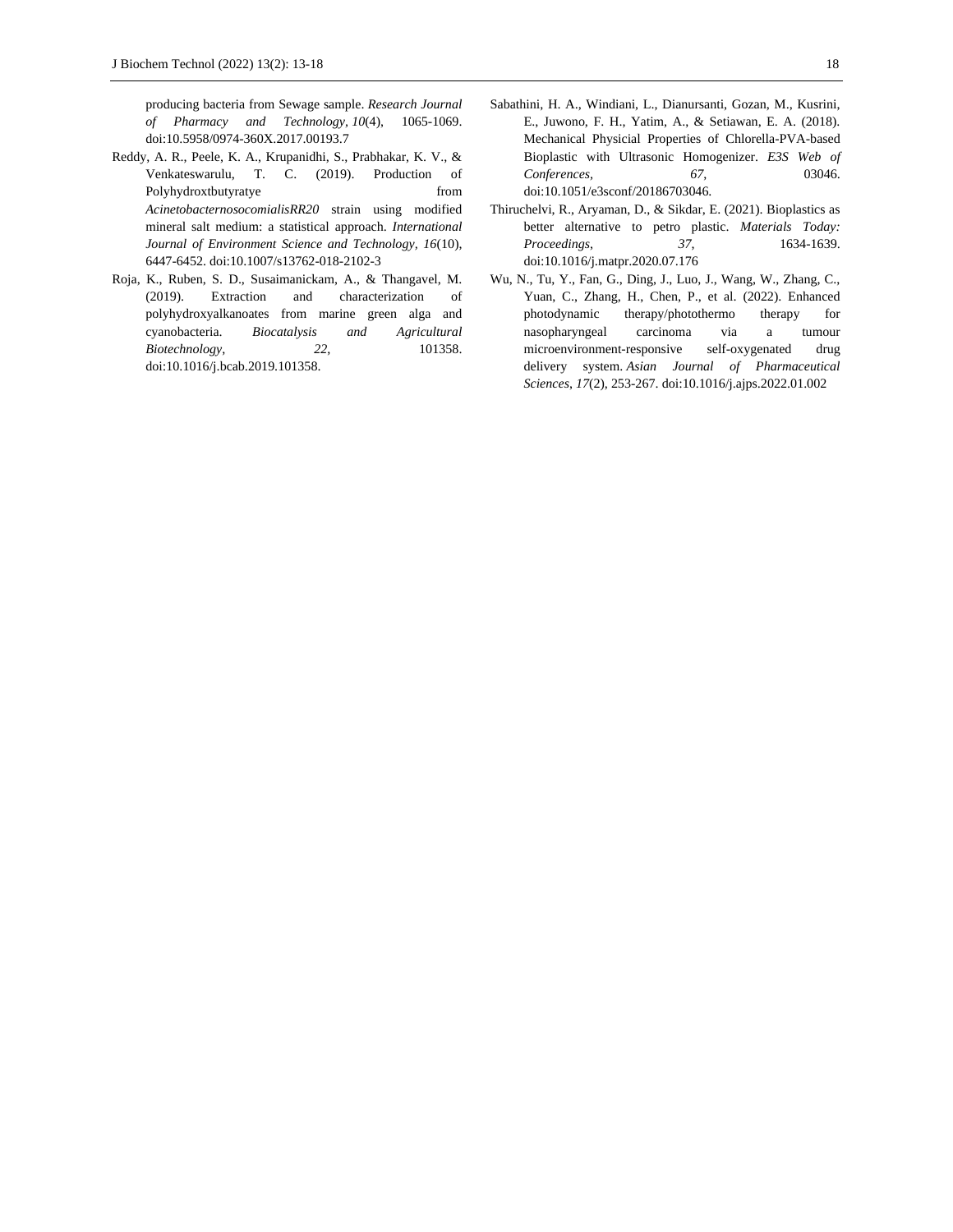producing bacteria from Sewage sample. *Research Journal of Pharmacy and Technology*, *10*(4), 1065-1069. doi:10.5958/0974-360X.2017.00193.7

Reddy, A. R., Peele, K. A., Krupanidhi, S., Prabhakar, K. V., & Venkateswarulu, T. C. (2019). Production of Polyhydroxtbutyratye from *AcinetobacternosocomialisRR20* strain using modified mineral salt medium: a statistical approach. *International Journal of Environment Science and Technology*, *16*(10), 6447-6452. doi:10.1007/s13762-018-2102-3

Roja, K., Ruben, S. D., Susaimanickam, A., & Thangavel, M. (2019). Extraction and characterization of polyhydroxyalkanoates from marine green alga and cyanobacteria. *Biocatalysis and Agricultural Biotechnology*, *22*, 101358. doi:10.1016/j.bcab.2019.101358.

Sabathini, H. A., Windiani, L., Dianursanti, Gozan, M., Kusrini, E., Juwono, F. H., Yatim, A., & Setiawan, E. A. (2018). Mechanical Physicial Properties of Chlorella-PVA-based Bioplastic with Ultrasonic Homogenizer. *E3S Web of Conferences*, *67*, 03046. doi:10.1051/e3sconf/20186703046.

Thiruchelvi, R., Aryaman, D., & Sikdar, E. (2021). Bioplastics as better alternative to petro plastic. *Materials Today: Proceedings*, *37*, 1634-1639. doi:10.1016/j.matpr.2020.07.176

Wu, N., Tu, Y., Fan, G., Ding, J., Luo, J., Wang, W., Zhang, C., Yuan, C., Zhang, H., Chen, P., et al. (2022). Enhanced photodynamic therapy/photothermo therapy for nasopharyngeal carcinoma via a tumour microenvironment-responsive self-oxygenated drug delivery system. *Asian Journal of Pharmaceutical Sciences*, *17*(2), 253-267. doi:10.1016/j.ajps.2022.01.002